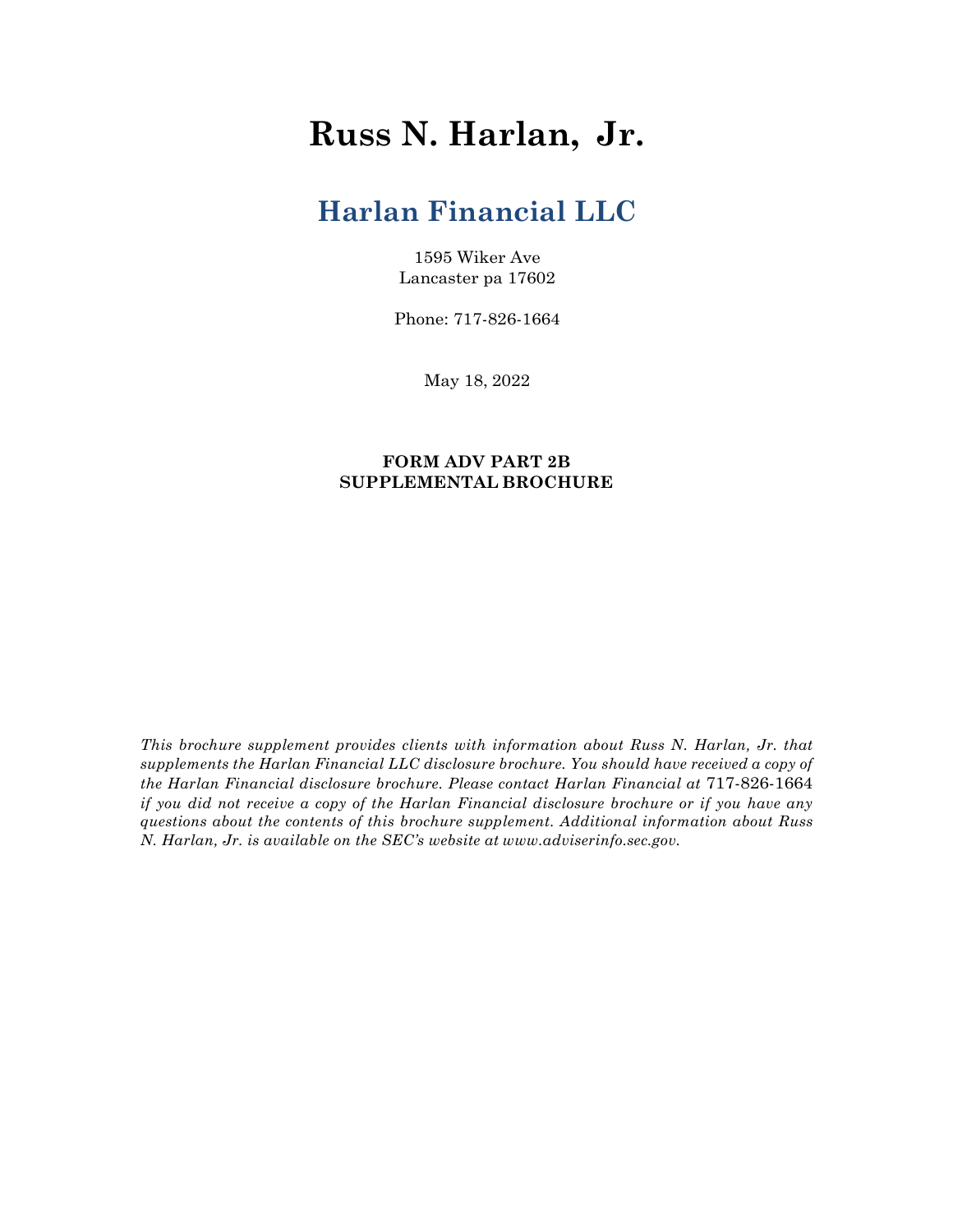# Russ N. Harlan, Jr.

## Harlan Financial LLC

1595 Wiker Ave
Lancaster pa 17602

Phone: 717-826-1664

May 18, 2022

**FORM ADV PART 2B**
**SUPPLEMENTAL BROCHURE**

*This brochure supplement provides clients with information about Russ N. Harlan, Jr. that supplements the Harlan Financial LLC disclosure brochure. You should have received a copy of the Harlan Financial disclosure brochure. Please contact Harlan Financial at 717-826-1664 if you did not receive a copy of the Harlan Financial disclosure brochure or if you have any questions about the contents of this brochure supplement. Additional information about Russ N. Harlan, Jr. is available on the SEC's website at www.adviserinfo.sec.gov.*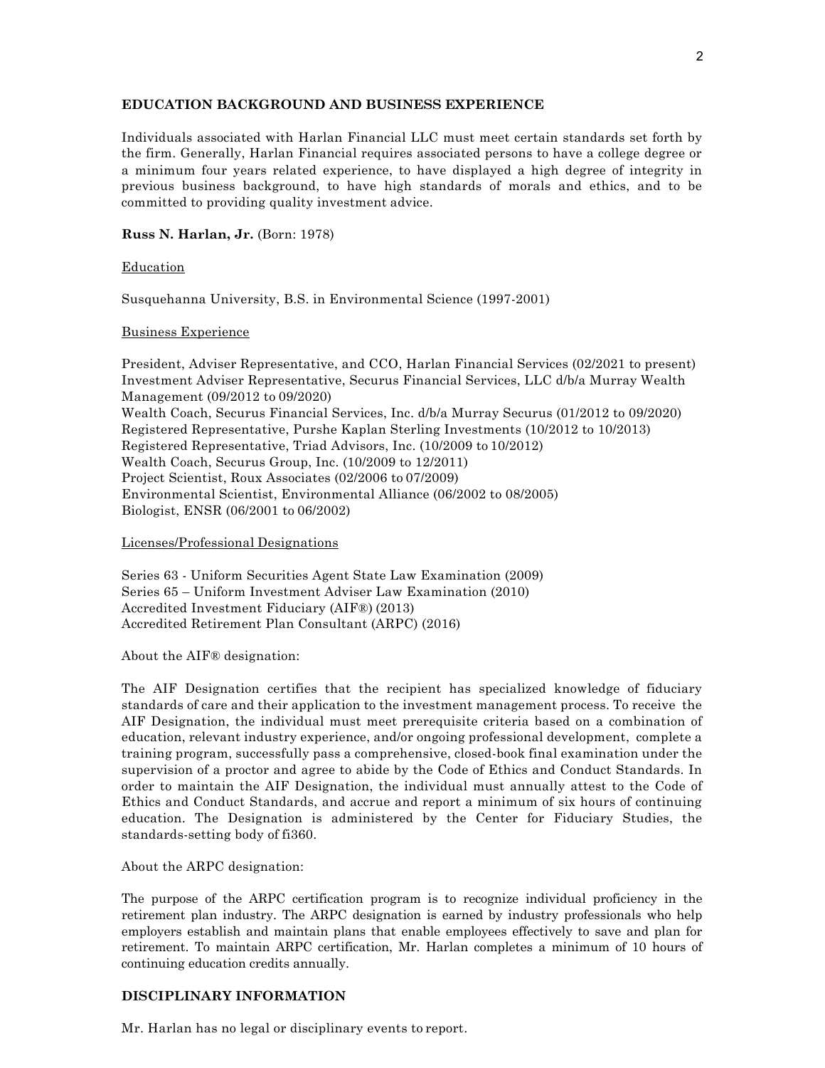## EDUCATION BACKGROUND AND BUSINESS EXPERIENCE

Individuals associated with Harlan Financial LLC must meet certain standards set forth by the firm. Generally, Harlan Financial requires associated persons to have a college degree or a minimum four years related experience, to have displayed a high degree of integrity in previous business background, to have high standards of morals and ethics, and to be committed to providing quality investment advice.

**Russ N. Harlan, Jr.** (Born: 1978)

Education

Susquehanna University, B.S. in Environmental Science (1997-2001)

Business Experience

President, Adviser Representative, and CCO, Harlan Financial Services (02/2021 to present)
Investment Adviser Representative, Securus Financial Services, LLC d/b/a Murray Wealth Management (09/2012 to 09/2020)
Wealth Coach, Securus Financial Services, Inc. d/b/a Murray Securus (01/2012 to 09/2020)
Registered Representative, Purshe Kaplan Sterling Investments (10/2012 to 10/2013)
Registered Representative, Triad Advisors, Inc. (10/2009 to 10/2012)
Wealth Coach, Securus Group, Inc. (10/2009 to 12/2011)
Project Scientist, Roux Associates (02/2006 to 07/2009)
Environmental Scientist, Environmental Alliance (06/2002 to 08/2005)
Biologist, ENSR (06/2001 to 06/2002)

Licenses/Professional Designations

Series 63 - Uniform Securities Agent State Law Examination (2009)
Series 65 – Uniform Investment Adviser Law Examination (2010)
Accredited Investment Fiduciary (AIF®) (2013)
Accredited Retirement Plan Consultant (ARPC) (2016)

About the AIF® designation:

The AIF Designation certifies that the recipient has specialized knowledge of fiduciary standards of care and their application to the investment management process. To receive the AIF Designation, the individual must meet prerequisite criteria based on a combination of education, relevant industry experience, and/or ongoing professional development, complete a training program, successfully pass a comprehensive, closed-book final examination under the supervision of a proctor and agree to abide by the Code of Ethics and Conduct Standards. In order to maintain the AIF Designation, the individual must annually attest to the Code of Ethics and Conduct Standards, and accrue and report a minimum of six hours of continuing education. The Designation is administered by the Center for Fiduciary Studies, the standards-setting body of fi360.

About the ARPC designation:

The purpose of the ARPC certification program is to recognize individual proficiency in the retirement plan industry. The ARPC designation is earned by industry professionals who help employers establish and maintain plans that enable employees effectively to save and plan for retirement. To maintain ARPC certification, Mr. Harlan completes a minimum of 10 hours of continuing education credits annually.

## DISCIPLINARY INFORMATION

Mr. Harlan has no legal or disciplinary events to report.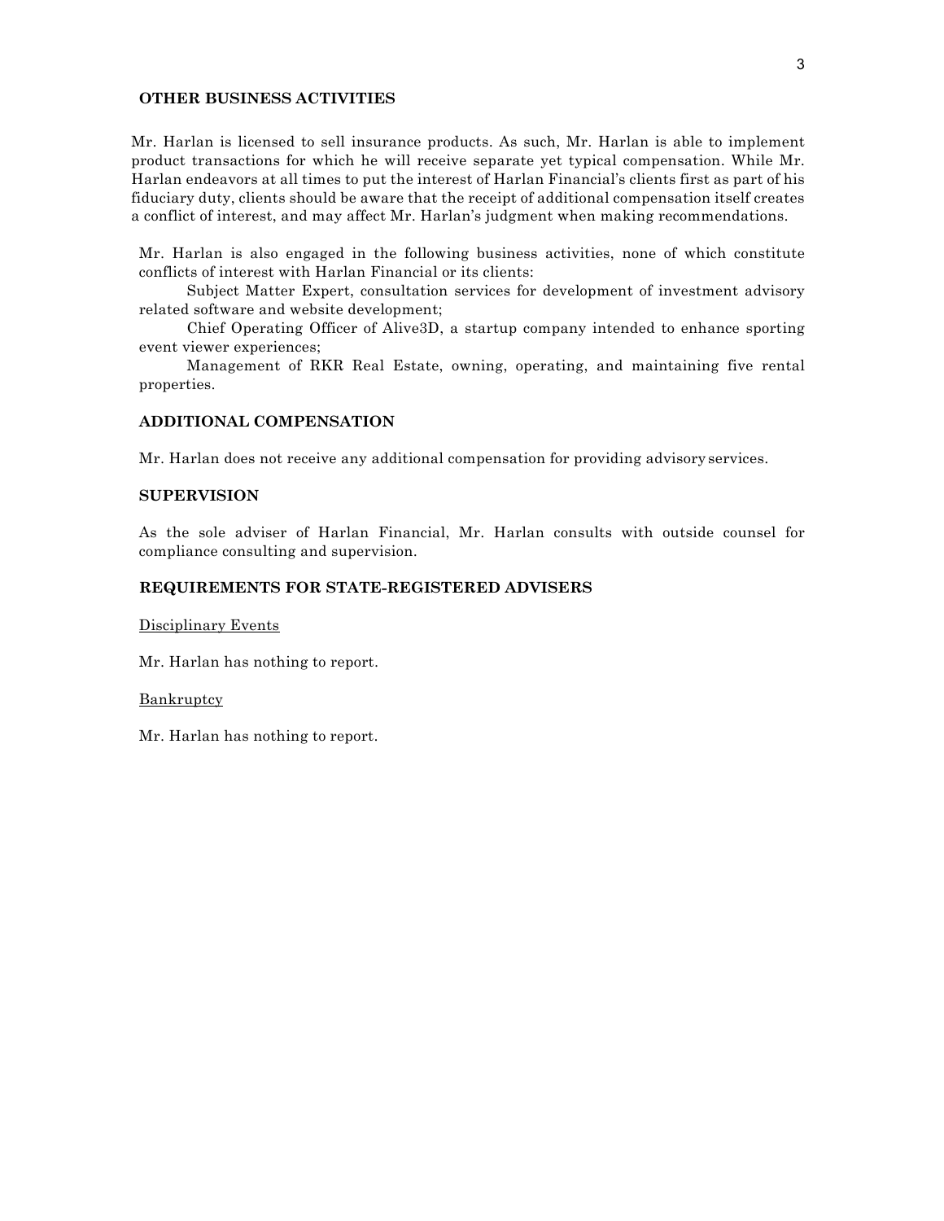## OTHER BUSINESS ACTIVITIES

Mr. Harlan is licensed to sell insurance products. As such, Mr. Harlan is able to implement product transactions for which he will receive separate yet typical compensation. While Mr. Harlan endeavors at all times to put the interest of Harlan Financial's clients first as part of his fiduciary duty, clients should be aware that the receipt of additional compensation itself creates a conflict of interest, and may affect Mr. Harlan's judgment when making recommendations.

Mr. Harlan is also engaged in the following business activities, none of which constitute conflicts of interest with Harlan Financial or its clients:

Subject Matter Expert, consultation services for development of investment advisory related software and website development;

Chief Operating Officer of Alive3D, a startup company intended to enhance sporting event viewer experiences;

Management of RKR Real Estate, owning, operating, and maintaining five rental properties.

## ADDITIONAL COMPENSATION

Mr. Harlan does not receive any additional compensation for providing advisory services.

## SUPERVISION

As the sole adviser of Harlan Financial, Mr. Harlan consults with outside counsel for compliance consulting and supervision.

## REQUIREMENTS FOR STATE-REGISTERED ADVISERS

Disciplinary Events

Mr. Harlan has nothing to report.

Bankruptcy

Mr. Harlan has nothing to report.